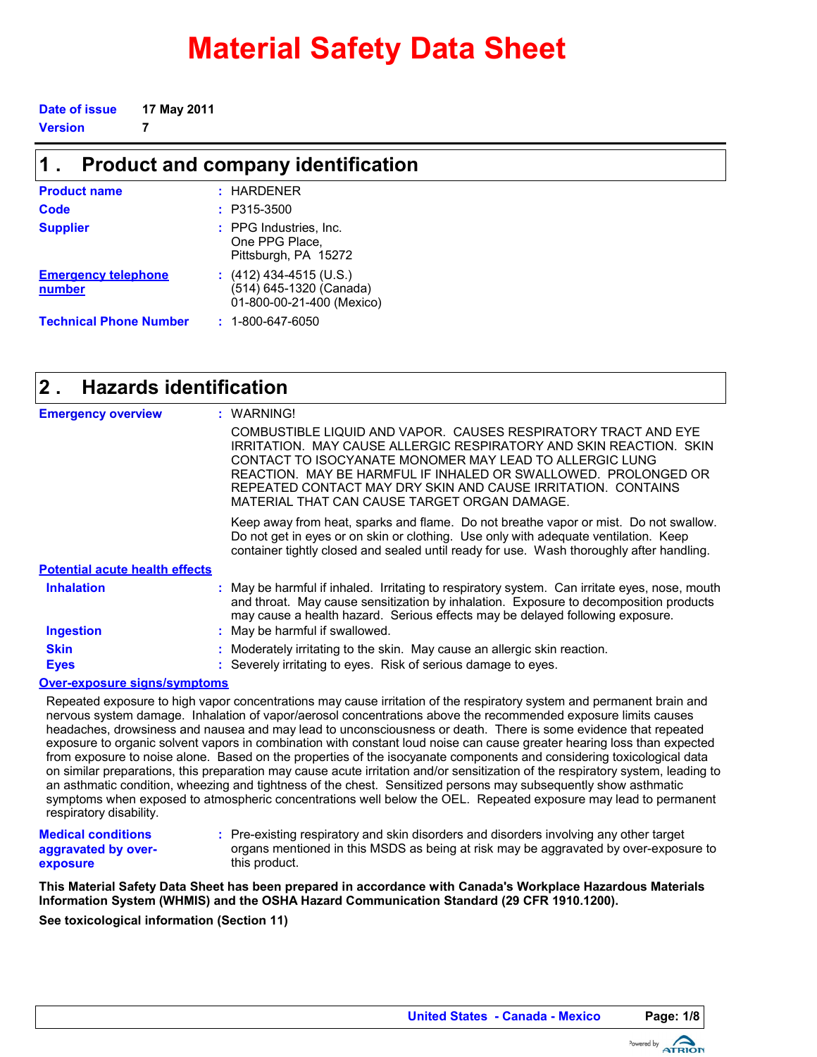# Material Safety Data Sheet

**Date of issue** 17 May 2011
**Version** 7

## 1 . Product and company identification

**Product name** : HARDENER

**Code** : P315-3500

**Supplier** : PPG Industries, Inc.
One PPG Place,
Pittsburgh, PA 15272

**Emergency telephone number** : (412) 434-4515 (U.S.)
(514) 645-1320 (Canada)
01-800-00-21-400 (Mexico)

**Technical Phone Number** : 1-800-647-6050

## 2 . Hazards identification

**Emergency overview** : WARNING!

COMBUSTIBLE LIQUID AND VAPOR. CAUSES RESPIRATORY TRACT AND EYE IRRITATION. MAY CAUSE ALLERGIC RESPIRATORY AND SKIN REACTION. SKIN CONTACT TO ISOCYANATE MONOMER MAY LEAD TO ALLERGIC LUNG REACTION. MAY BE HARMFUL IF INHALED OR SWALLOWED. PROLONGED OR REPEATED CONTACT MAY DRY SKIN AND CAUSE IRRITATION. CONTAINS MATERIAL THAT CAN CAUSE TARGET ORGAN DAMAGE.

Keep away from heat, sparks and flame. Do not breathe vapor or mist. Do not swallow. Do not get in eyes or on skin or clothing. Use only with adequate ventilation. Keep container tightly closed and sealed until ready for use. Wash thoroughly after handling.

**Potential acute health effects**

**Inhalation** : May be harmful if inhaled. Irritating to respiratory system. Can irritate eyes, nose, mouth and throat. May cause sensitization by inhalation. Exposure to decomposition products may cause a health hazard. Serious effects may be delayed following exposure.

**Ingestion** : May be harmful if swallowed.

**Skin** : Moderately irritating to the skin. May cause an allergic skin reaction.

**Eyes** : Severely irritating to eyes. Risk of serious damage to eyes.

**Over-exposure signs/symptoms**

Repeated exposure to high vapor concentrations may cause irritation of the respiratory system and permanent brain and nervous system damage. Inhalation of vapor/aerosol concentrations above the recommended exposure limits causes headaches, drowsiness and nausea and may lead to unconsciousness or death. There is some evidence that repeated exposure to organic solvent vapors in combination with constant loud noise can cause greater hearing loss than expected from exposure to noise alone. Based on the properties of the isocyanate components and considering toxicological data on similar preparations, this preparation may cause acute irritation and/or sensitization of the respiratory system, leading to an asthmatic condition, wheezing and tightness of the chest. Sensitized persons may subsequently show asthmatic symptoms when exposed to atmospheric concentrations well below the OEL. Repeated exposure may lead to permanent respiratory disability.

**Medical conditions aggravated by over-exposure** : Pre-existing respiratory and skin disorders and disorders involving any other target organs mentioned in this MSDS as being at risk may be aggravated by over-exposure to this product.

**This Material Safety Data Sheet has been prepared in accordance with Canada's Workplace Hazardous Materials Information System (WHMIS) and the OSHA Hazard Communication Standard (29 CFR 1910.1200).**

**See toxicological information (Section 11)**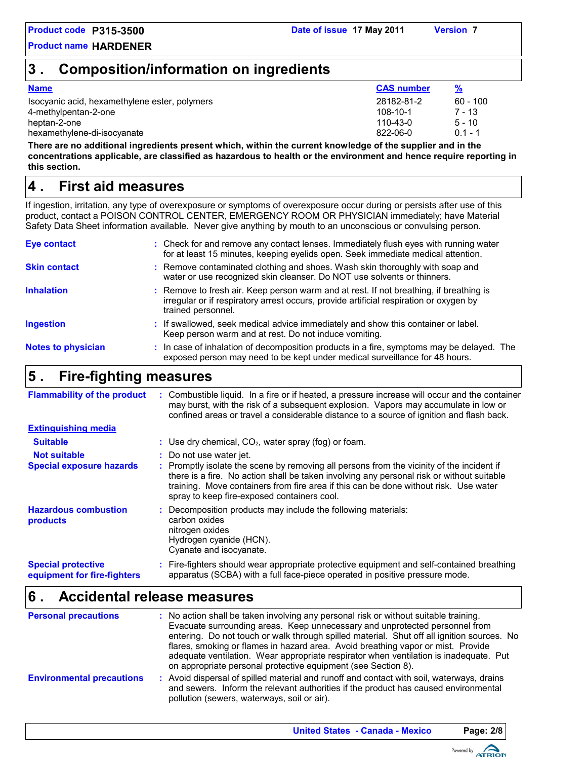## 3 . Composition/information on ingredients

| Name | CAS number | % |
| --- | --- | --- |
| Isocyanic acid, hexamethylene ester, polymers | 28182-81-2 | 60 - 100 |
| 4-methylpentan-2-one | 108-10-1 | 7 - 13 |
| heptan-2-one | 110-43-0 | 5 - 10 |
| hexamethylene-di-isocyanate | 822-06-0 | 0.1 - 1 |

**There are no additional ingredients present which, within the current knowledge of the supplier and in the concentrations applicable, are classified as hazardous to health or the environment and hence require reporting in this section.**

## 4 . First aid measures

If ingestion, irritation, any type of overexposure or symptoms of overexposure occur during or persists after use of this product, contact a POISON CONTROL CENTER, EMERGENCY ROOM OR PHYSICIAN immediately; have Material Safety Data Sheet information available. Never give anything by mouth to an unconscious or convulsing person.

**Eye contact** : Check for and remove any contact lenses. Immediately flush eyes with running water for at least 15 minutes, keeping eyelids open. Seek immediate medical attention.

**Skin contact** : Remove contaminated clothing and shoes. Wash skin thoroughly with soap and water or use recognized skin cleanser. Do NOT use solvents or thinners.

**Inhalation** : Remove to fresh air. Keep person warm and at rest. If not breathing, if breathing is irregular or if respiratory arrest occurs, provide artificial respiration or oxygen by trained personnel.

**Ingestion** : If swallowed, seek medical advice immediately and show this container or label. Keep person warm and at rest. Do not induce vomiting.

**Notes to physician** : In case of inhalation of decomposition products in a fire, symptoms may be delayed. The exposed person may need to be kept under medical surveillance for 48 hours.

## 5 . Fire-fighting measures

**Flammability of the product** : Combustible liquid. In a fire or if heated, a pressure increase will occur and the container may burst, with the risk of a subsequent explosion. Vapors may accumulate in low or confined areas or travel a considerable distance to a source of ignition and flash back.

**Extinguishing media**

**Suitable** : Use dry chemical, $CO_2$, water spray (fog) or foam.

**Not suitable** : Do not use water jet.

**Special exposure hazards** : Promptly isolate the scene by removing all persons from the vicinity of the incident if there is a fire. No action shall be taken involving any personal risk or without suitable training. Move containers from fire area if this can be done without risk. Use water spray to keep fire-exposed containers cool.

**Hazardous combustion products** : Decomposition products may include the following materials:
carbon oxides
nitrogen oxides
Hydrogen cyanide (HCN).
Cyanate and isocyanate.

**Special protective equipment for fire-fighters** : Fire-fighters should wear appropriate protective equipment and self-contained breathing apparatus (SCBA) with a full face-piece operated in positive pressure mode.

## 6 . Accidental release measures

**Personal precautions** : No action shall be taken involving any personal risk or without suitable training. Evacuate surrounding areas. Keep unnecessary and unprotected personnel from entering. Do not touch or walk through spilled material. Shut off all ignition sources. No flares, smoking or flames in hazard area. Avoid breathing vapor or mist. Provide adequate ventilation. Wear appropriate respirator when ventilation is inadequate. Put on appropriate personal protective equipment (see Section 8).

**Environmental precautions** : Avoid dispersal of spilled material and runoff and contact with soil, waterways, drains and sewers. Inform the relevant authorities if the product has caused environmental pollution (sewers, waterways, soil or air).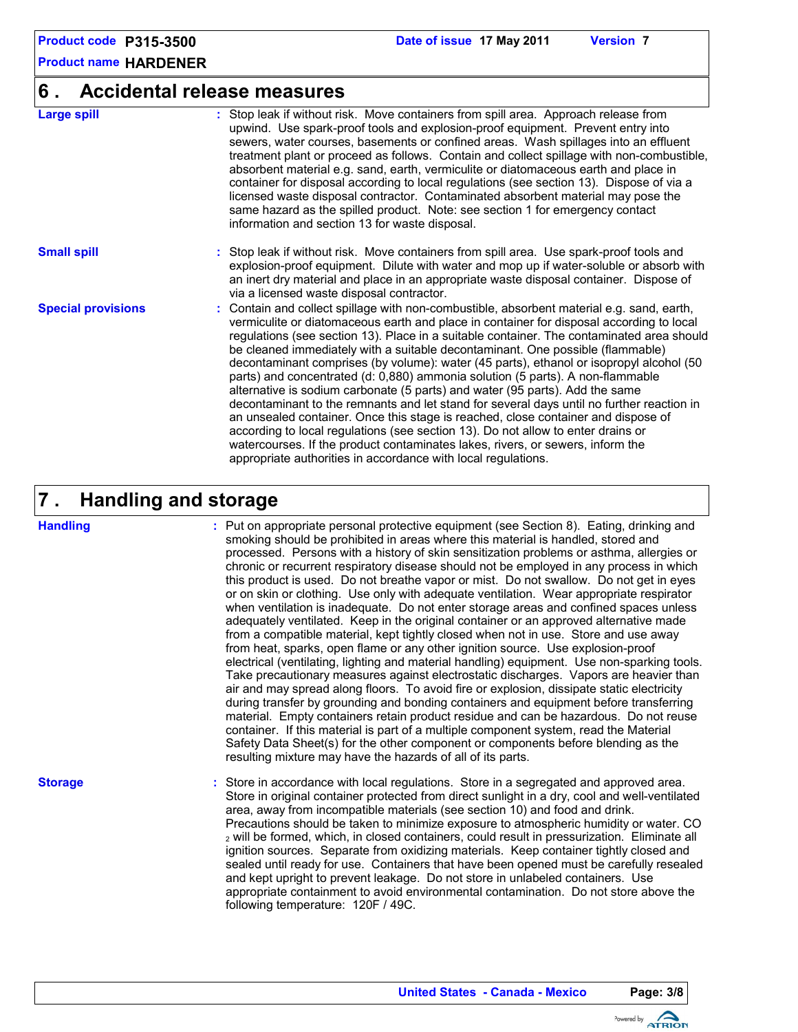## 6. Accidental release measures

**Large spill** : Stop leak if without risk. Move containers from spill area. Approach release from upwind. Use spark-proof tools and explosion-proof equipment. Prevent entry into sewers, water courses, basements or confined areas. Wash spillages into an effluent treatment plant or proceed as follows. Contain and collect spillage with non-combustible, absorbent material e.g. sand, earth, vermiculite or diatomaceous earth and place in container for disposal according to local regulations (see section 13). Dispose of via a licensed waste disposal contractor. Contaminated absorbent material may pose the same hazard as the spilled product. Note: see section 1 for emergency contact information and section 13 for waste disposal.

**Small spill** : Stop leak if without risk. Move containers from spill area. Use spark-proof tools and explosion-proof equipment. Dilute with water and mop up if water-soluble or absorb with an inert dry material and place in an appropriate waste disposal container. Dispose of via a licensed waste disposal contractor.

**Special provisions** : Contain and collect spillage with non-combustible, absorbent material e.g. sand, earth, vermiculite or diatomaceous earth and place in container for disposal according to local regulations (see section 13). Place in a suitable container. The contaminated area should be cleaned immediately with a suitable decontaminant. One possible (flammable) decontaminant comprises (by volume): water (45 parts), ethanol or isopropyl alcohol (50 parts) and concentrated (d: 0,880) ammonia solution (5 parts). A non-flammable alternative is sodium carbonate (5 parts) and water (95 parts). Add the same decontaminant to the remnants and let stand for several days until no further reaction in an unsealed container. Once this stage is reached, close container and dispose of according to local regulations (see section 13). Do not allow to enter drains or watercourses. If the product contaminates lakes, rivers, or sewers, inform the appropriate authorities in accordance with local regulations.

## 7. Handling and storage

**Handling** : Put on appropriate personal protective equipment (see Section 8). Eating, drinking and smoking should be prohibited in areas where this material is handled, stored and processed. Persons with a history of skin sensitization problems or asthma, allergies or chronic or recurrent respiratory disease should not be employed in any process in which this product is used. Do not breathe vapor or mist. Do not swallow. Do not get in eyes or on skin or clothing. Use only with adequate ventilation. Wear appropriate respirator when ventilation is inadequate. Do not enter storage areas and confined spaces unless adequately ventilated. Keep in the original container or an approved alternative made from a compatible material, kept tightly closed when not in use. Store and use away from heat, sparks, open flame or any other ignition source. Use explosion-proof electrical (ventilating, lighting and material handling) equipment. Use non-sparking tools. Take precautionary measures against electrostatic discharges. Vapors are heavier than air and may spread along floors. To avoid fire or explosion, dissipate static electricity during transfer by grounding and bonding containers and equipment before transferring material. Empty containers retain product residue and can be hazardous. Do not reuse container. If this material is part of a multiple component system, read the Material Safety Data Sheet(s) for the other component or components before blending as the resulting mixture may have the hazards of all of its parts.

**Storage** : Store in accordance with local regulations. Store in a segregated and approved area. Store in original container protected from direct sunlight in a dry, cool and well-ventilated area, away from incompatible materials (see section 10) and food and drink. Precautions should be taken to minimize exposure to atmospheric humidity or water. $CO_2$ will be formed, which, in closed containers, could result in pressurization. Eliminate all ignition sources. Separate from oxidizing materials. Keep container tightly closed and sealed until ready for use. Containers that have been opened must be carefully resealed and kept upright to prevent leakage. Do not store in unlabeled containers. Use appropriate containment to avoid environmental contamination. Do not store above the following temperature: 120F / 49C.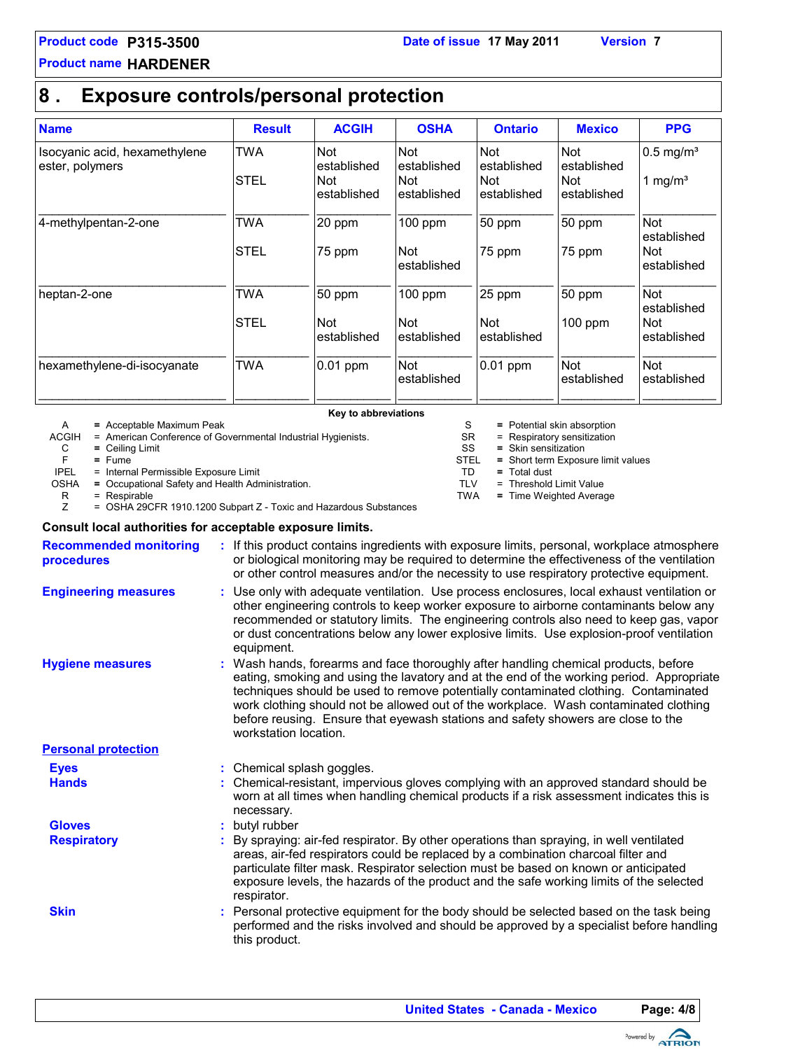**Product code** P315-3500 **Date of issue** 17 May 2011 **Version** 7

**Product name** HARDENER

## 8 . Exposure controls/personal protection

| Name | Result | ACGIH | OSHA | Ontario | Mexico | PPG |
|---|---|---|---|---|---|---|
| Isocyanic acid, hexamethylene ester, polymers | TWA | Not established | Not established | Not established | Not established | 0.5 mg/m³ |
| | STEL | Not established | Not established | Not established | Not established | 1 mg/m³ |
| 4-methylpentan-2-one | TWA | 20 ppm | 100 ppm | 50 ppm | 50 ppm | Not established |
| | STEL | 75 ppm | Not established | 75 ppm | 75 ppm | Not established |
| heptan-2-one | TWA | 50 ppm | 100 ppm | 25 ppm | 50 ppm | Not established |
| | STEL | Not established | Not established | Not established | 100 ppm | Not established |
| hexamethylene-di-isocyanate | TWA | 0.01 ppm | Not established | 0.01 ppm | Not established | Not established |

**Key to abbreviations**

| | | | |
|---|---|---|---|
| A | = Acceptable Maximum Peak | S | = Potential skin absorption |
| ACGIH | = American Conference of Governmental Industrial Hygienists. | SR | = Respiratory sensitization |
| C | = Ceiling Limit | SS | = Skin sensitization |
| F | = Fume | STEL | = Short term Exposure limit values |
| IPEL | = Internal Permissible Exposure Limit | TD | = Total dust |
| OSHA | = Occupational Safety and Health Administration. | TLV | = Threshold Limit Value |
| R | = Respirable | TWA | = Time Weighted Average |
| Z | = OSHA 29CFR 1910.1200 Subpart Z - Toxic and Hazardous Substances | | |

**Consult local authorities for acceptable exposure limits.**

**Recommended monitoring procedures** : If this product contains ingredients with exposure limits, personal, workplace atmosphere or biological monitoring may be required to determine the effectiveness of the ventilation or other control measures and/or the necessity to use respiratory protective equipment.

**Engineering measures** : Use only with adequate ventilation. Use process enclosures, local exhaust ventilation or other engineering controls to keep worker exposure to airborne contaminants below any recommended or statutory limits. The engineering controls also need to keep gas, vapor or dust concentrations below any lower explosive limits. Use explosion-proof ventilation equipment.

**Hygiene measures** : Wash hands, forearms and face thoroughly after handling chemical products, before eating, smoking and using the lavatory and at the end of the working period. Appropriate techniques should be used to remove potentially contaminated clothing. Contaminated work clothing should not be allowed out of the workplace. Wash contaminated clothing before reusing. Ensure that eyewash stations and safety showers are close to the workstation location.

**Personal protection**

**Eyes** : Chemical splash goggles.

**Hands** : Chemical-resistant, impervious gloves complying with an approved standard should be worn at all times when handling chemical products if a risk assessment indicates this is necessary.

**Gloves** : butyl rubber

**Respiratory** : By spraying: air-fed respirator. By other operations than spraying, in well ventilated areas, air-fed respirators could be replaced by a combination charcoal filter and particulate filter mask. Respirator selection must be based on known or anticipated exposure levels, the hazards of the product and the safe working limits of the selected respirator.

**Skin** : Personal protective equipment for the body should be selected based on the task being performed and the risks involved and should be approved by a specialist before handling this product.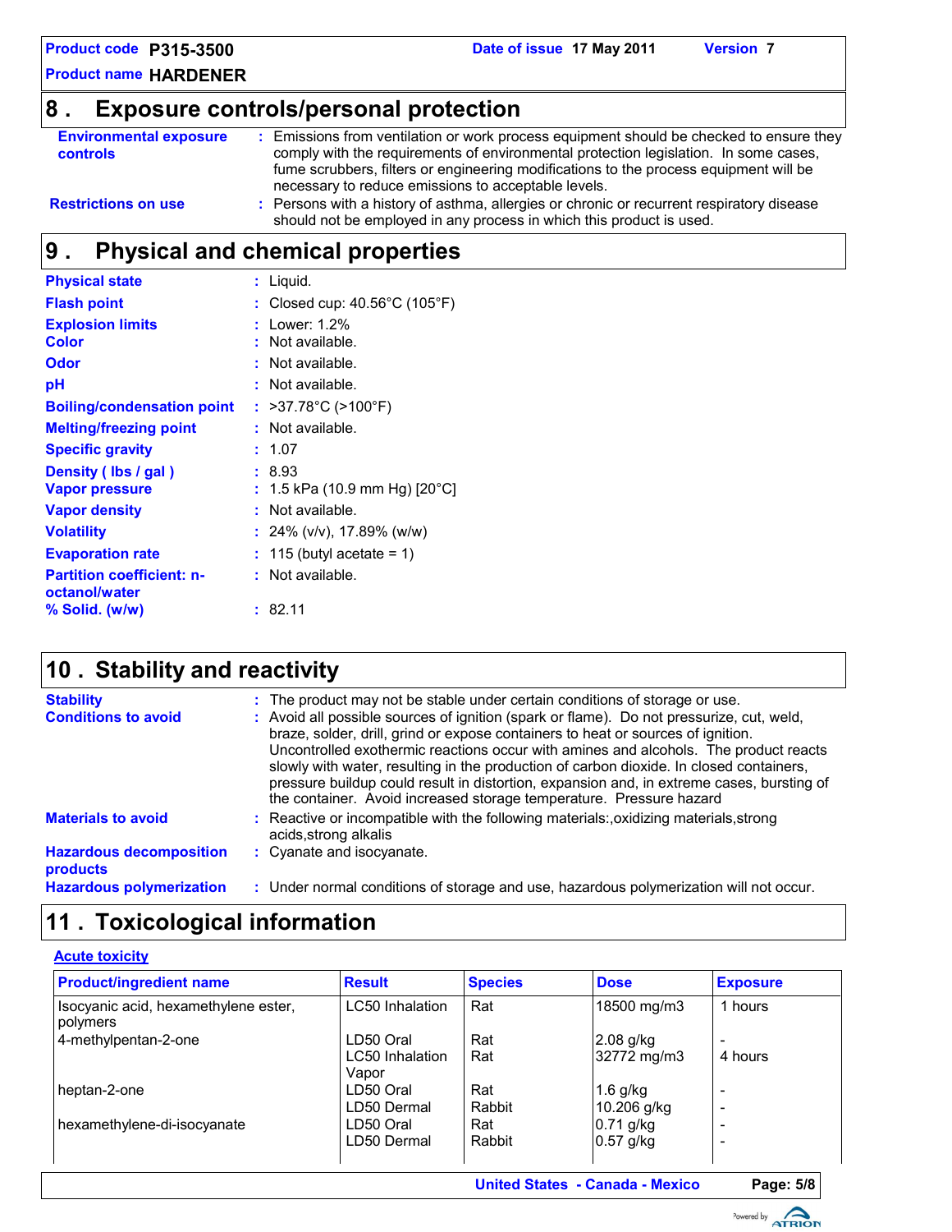## 8 . Exposure controls/personal protection

**Environmental exposure controls** : Emissions from ventilation or work process equipment should be checked to ensure they comply with the requirements of environmental protection legislation. In some cases, fume scrubbers, filters or engineering modifications to the process equipment will be necessary to reduce emissions to acceptable levels.

**Restrictions on use** : Persons with a history of asthma, allergies or chronic or recurrent respiratory disease should not be employed in any process in which this product is used.

## 9 . Physical and chemical properties

**Physical state** : Liquid.

**Flash point** : Closed cup: 40.56°C (105°F)

**Explosion limits** : Lower: 1.2%

**Color** : Not available.

**Odor** : Not available.

**pH** : Not available.

**Boiling/condensation point** : >37.78°C (>100°F)

**Melting/freezing point** : Not available.

**Specific gravity** : 1.07

**Density ( lbs / gal )** : 8.93

**Vapor pressure** : 1.5 kPa (10.9 mm Hg) [20°C]

**Vapor density** : Not available.

**Volatility** : 24% (v/v), 17.89% (w/w)

**Evaporation rate** : 115 (butyl acetate = 1)

**Partition coefficient: n-octanol/water** : Not available.

**% Solid. (w/w)** : 82.11

## 10 . Stability and reactivity

**Stability** : The product may not be stable under certain conditions of storage or use.

**Conditions to avoid** : Avoid all possible sources of ignition (spark or flame). Do not pressurize, cut, weld, braze, solder, drill, grind or expose containers to heat or sources of ignition. Uncontrolled exothermic reactions occur with amines and alcohols. The product reacts slowly with water, resulting in the production of carbon dioxide. In closed containers, pressure buildup could result in distortion, expansion and, in extreme cases, bursting of the container. Avoid increased storage temperature. Pressure hazard

**Materials to avoid** : Reactive or incompatible with the following materials:,oxidizing materials,strong acids,strong alkalis

**Hazardous decomposition products** : Cyanate and isocyanate.

**Hazardous polymerization** : Under normal conditions of storage and use, hazardous polymerization will not occur.

## 11 . Toxicological information

**Acute toxicity**

| Product/ingredient name | Result | Species | Dose | Exposure |
|---|---|---|---|---|
| Isocyanic acid, hexamethylene ester, polymers | LC50 Inhalation | Rat | 18500 mg/m3 | 1 hours |
| 4-methylpentan-2-one | LD50 Oral | Rat | 2.08 g/kg | - |
| | LC50 Inhalation Vapor | Rat | 32772 mg/m3 | 4 hours |
| heptan-2-one | LD50 Oral | Rat | 1.6 g/kg | - |
| | LD50 Dermal | Rabbit | 10.206 g/kg | - |
| hexamethylene-di-isocyanate | LD50 Oral | Rat | 0.71 g/kg | - |
| | LD50 Dermal | Rabbit | 0.57 g/kg | - |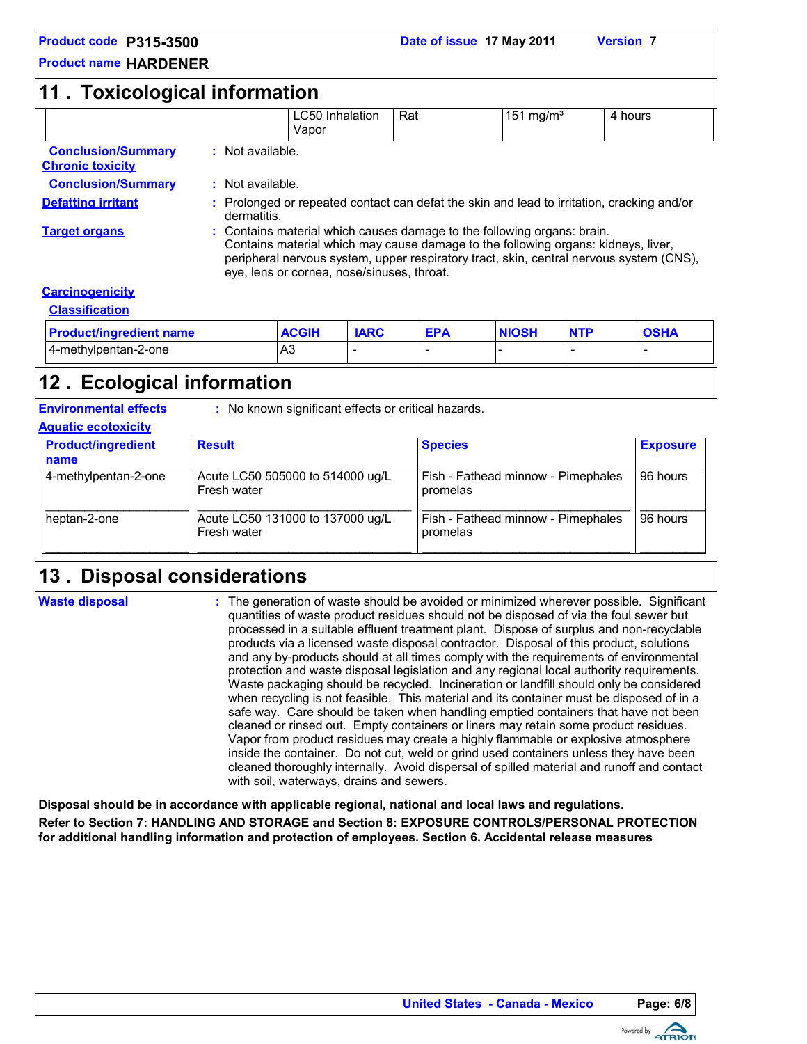## 11 . Toxicological information

| | | | | |
|---|---|---|---|---|
| | LC50 Inhalation Vapor | Rat | 151 mg/m³ | 4 hours |

**Conclusion/Summary** : Not available.

**Chronic toxicity**

**Conclusion/Summary** : Not available.

**Defatting irritant** : Prolonged or repeated contact can defat the skin and lead to irritation, cracking and/or dermatitis.

**Target organs** : Contains material which causes damage to the following organs: brain.
Contains material which may cause damage to the following organs: kidneys, liver, peripheral nervous system, upper respiratory tract, skin, central nervous system (CNS), eye, lens or cornea, nose/sinuses, throat.

**Carcinogenicity**

**Classification**

| Product/ingredient name | ACGIH | IARC | EPA | NIOSH | NTP | OSHA |
|---|---|---|---|---|---|---|
| 4-methylpentan-2-one | A3 | - | - | - | - | - |

## 12 . Ecological information

**Environmental effects** : No known significant effects or critical hazards.

**Aquatic ecotoxicity**

| Product/ingredient name | Result | Species | Exposure |
|---|---|---|---|
| 4-methylpentan-2-one | Acute LC50 505000 to 514000 ug/L Fresh water | Fish - Fathead minnow - Pimephales promelas | 96 hours |
| heptan-2-one | Acute LC50 131000 to 137000 ug/L Fresh water | Fish - Fathead minnow - Pimephales promelas | 96 hours |

## 13 . Disposal considerations

**Waste disposal** : The generation of waste should be avoided or minimized wherever possible. Significant quantities of waste product residues should not be disposed of via the foul sewer but processed in a suitable effluent treatment plant. Dispose of surplus and non-recyclable products via a licensed waste disposal contractor. Disposal of this product, solutions and any by-products should at all times comply with the requirements of environmental protection and waste disposal legislation and any regional local authority requirements. Waste packaging should be recycled. Incineration or landfill should only be considered when recycling is not feasible. This material and its container must be disposed of in a safe way. Care should be taken when handling emptied containers that have not been cleaned or rinsed out. Empty containers or liners may retain some product residues. Vapor from product residues may create a highly flammable or explosive atmosphere inside the container. Do not cut, weld or grind used containers unless they have been cleaned thoroughly internally. Avoid dispersal of spilled material and runoff and contact with soil, waterways, drains and sewers.

**Disposal should be in accordance with applicable regional, national and local laws and regulations.**

**Refer to Section 7: HANDLING AND STORAGE and Section 8: EXPOSURE CONTROLS/PERSONAL PROTECTION for additional handling information and protection of employees. Section 6. Accidental release measures**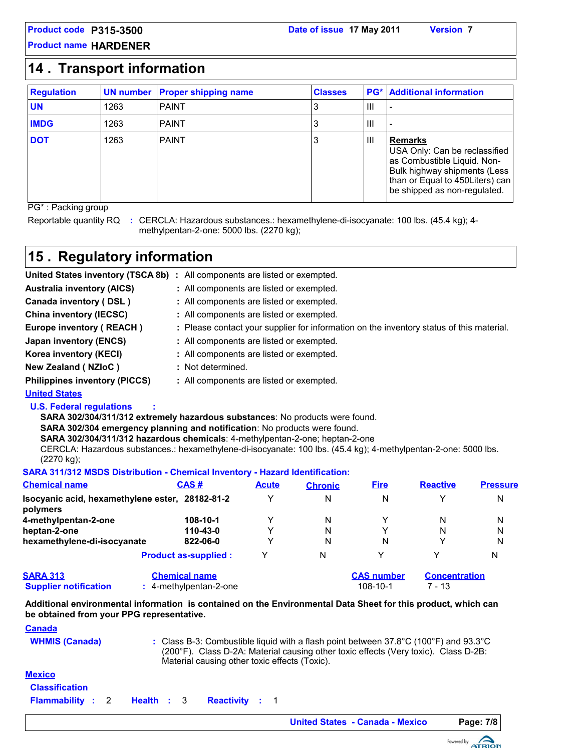## 14 . Transport information

| Regulation | UN number | Proper shipping name | Classes | PG* | Additional information |
|---|---|---|---|---|---|
| **UN** | 1263 | PAINT | 3 | III | - |
| **IMDG** | 1263 | PAINT | 3 | III | - |
| **DOT** | 1263 | PAINT | 3 | III | **Remarks** USA Only: Can be reclassified as Combustible Liquid. Non-Bulk highway shipments (Less than or Equal to 450Liters) can be shipped as non-regulated. |

PG* : Packing group

Reportable quantity RQ : CERCLA: Hazardous substances.: hexamethylene-di-isocyanate: 100 lbs. (45.4 kg); 4-methylpentan-2-one: 5000 lbs. (2270 kg);

## 15 . Regulatory information

**United States inventory (TSCA 8b)** : All components are listed or exempted.
**Australia inventory (AICS)** : All components are listed or exempted.
**Canada inventory ( DSL )** : All components are listed or exempted.
**China inventory (IECSC)** : All components are listed or exempted.
**Europe inventory ( REACH )** : Please contact your supplier for information on the inventory status of this material.
**Japan inventory (ENCS)** : All components are listed or exempted.
**Korea inventory (KECI)** : All components are listed or exempted.
**New Zealand ( NZIoC )** : Not determined.
**Philippines inventory (PICCS)** : All components are listed or exempted.

### United States

**U.S. Federal regulations** :

**SARA 302/304/311/312 extremely hazardous substances**: No products were found.
**SARA 302/304 emergency planning and notification**: No products were found.
**SARA 302/304/311/312 hazardous chemicals**: 4-methylpentan-2-one; heptan-2-one
CERCLA: Hazardous substances.: hexamethylene-di-isocyanate: 100 lbs. (45.4 kg); 4-methylpentan-2-one: 5000 lbs. (2270 kg);

**SARA 311/312 MSDS Distribution - Chemical Inventory - Hazard Identification:**

| Chemical name | CAS # | Acute | Chronic | Fire | Reactive | Pressure |
|---|---|---|---|---|---|---|
| **Isocyanic acid, hexamethylene ester, polymers** | 28182-81-2 | Y | N | N | Y | N |
| **4-methylpentan-2-one** | 108-10-1 | Y | N | Y | N | N |
| **heptan-2-one** | 110-43-0 | Y | N | Y | N | N |
| **hexamethylene-di-isocyanate** | 822-06-0 | Y | N | N | Y | N |
| **Product as-supplied :** | | Y | N | Y | Y | N |

| SARA 313 | Chemical name | CAS number | Concentration |
|---|---|---|---|
| **Supplier notification** | 4-methylpentan-2-one | 108-10-1 | 7 - 13 |

**Additional environmental information is contained on the Environmental Data Sheet for this product, which can be obtained from your PPG representative.**

### Canada

**WHMIS (Canada)** : Class B-3: Combustible liquid with a flash point between 37.8°C (100°F) and 93.3°C (200°F). Class D-2A: Material causing other toxic effects (Very toxic). Class D-2B: Material causing other toxic effects (Toxic).

### Mexico

**Classification**

**Flammability** : 2 **Health** : 3 **Reactivity** : 1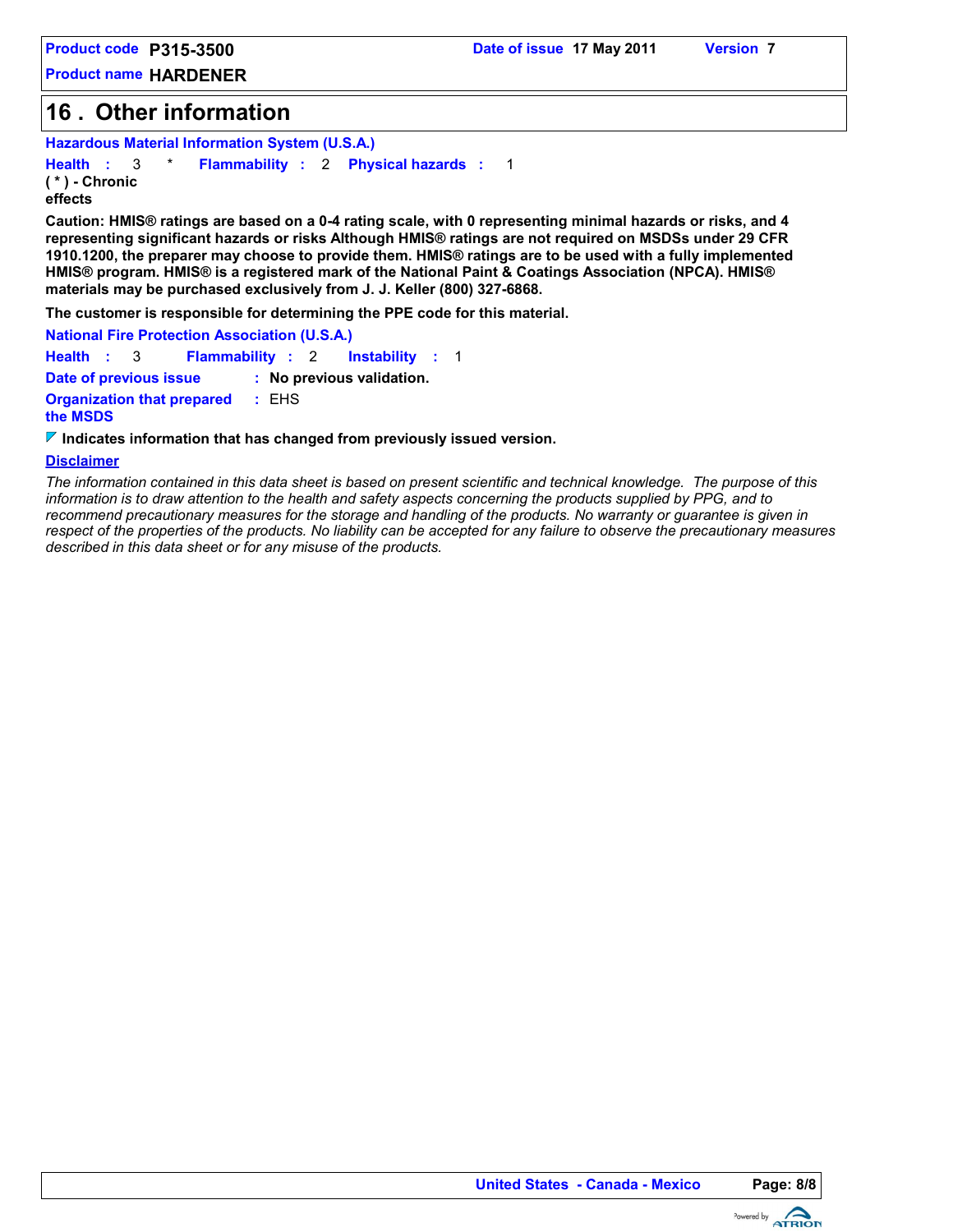## 16 . Other information

**Hazardous Material Information System (U.S.A.)**

**Health** : 3 * **Flammability** : 2 **Physical hazards** : 1

**( * ) - Chronic effects**

**Caution: HMIS® ratings are based on a 0-4 rating scale, with 0 representing minimal hazards or risks, and 4 representing significant hazards or risks Although HMIS® ratings are not required on MSDSs under 29 CFR 1910.1200, the preparer may choose to provide them. HMIS® ratings are to be used with a fully implemented HMIS® program. HMIS® is a registered mark of the National Paint & Coatings Association (NPCA). HMIS® materials may be purchased exclusively from J. J. Keller (800) 327-6868.**

**The customer is responsible for determining the PPE code for this material.**

**National Fire Protection Association (U.S.A.)**

**Health** : 3 **Flammability** : 2 **Instability** : 1

**Date of previous issue** : **No previous validation.**

**Organization that prepared the MSDS** : EHS

**Indicates information that has changed from previously issued version.**

**Disclaimer**

*The information contained in this data sheet is based on present scientific and technical knowledge. The purpose of this information is to draw attention to the health and safety aspects concerning the products supplied by PPG, and to recommend precautionary measures for the storage and handling of the products. No warranty or guarantee is given in respect of the properties of the products. No liability can be accepted for any failure to observe the precautionary measures described in this data sheet or for any misuse of the products.*